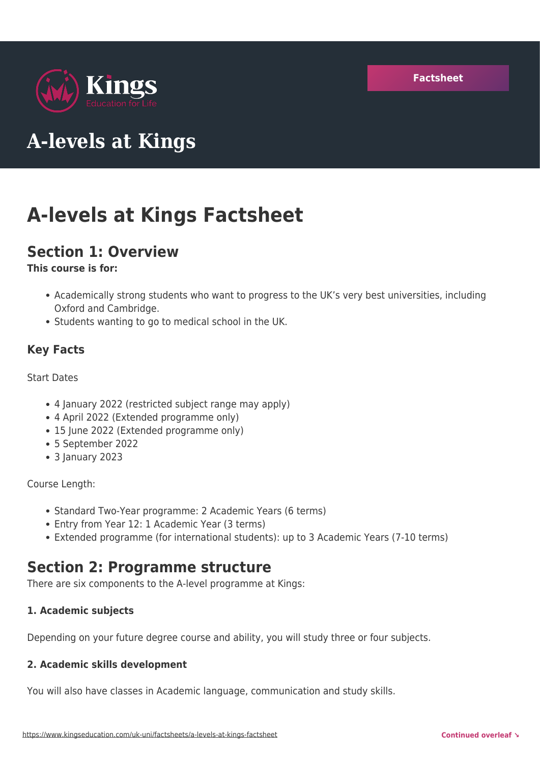Kings
Education for Life

Factsheet

# A-levels at Kings

# A-levels at Kings Factsheet

## Section 1: Overview

**This course is for:**

- Academically strong students who want to progress to the UK's very best universities, including Oxford and Cambridge.
- Students wanting to go to medical school in the UK.

### Key Facts

Start Dates

- 4 January 2022 (restricted subject range may apply)
- 4 April 2022 (Extended programme only)
- 15 June 2022 (Extended programme only)
- 5 September 2022
- 3 January 2023

Course Length:

- Standard Two-Year programme: 2 Academic Years (6 terms)
- Entry from Year 12: 1 Academic Year (3 terms)
- Extended programme (for international students): up to 3 Academic Years (7-10 terms)

## Section 2: Programme structure

There are six components to the A-level programme at Kings:

**1. Academic subjects**

Depending on your future degree course and ability, you will study three or four subjects.

**2. Academic skills development**

You will also have classes in Academic language, communication and study skills.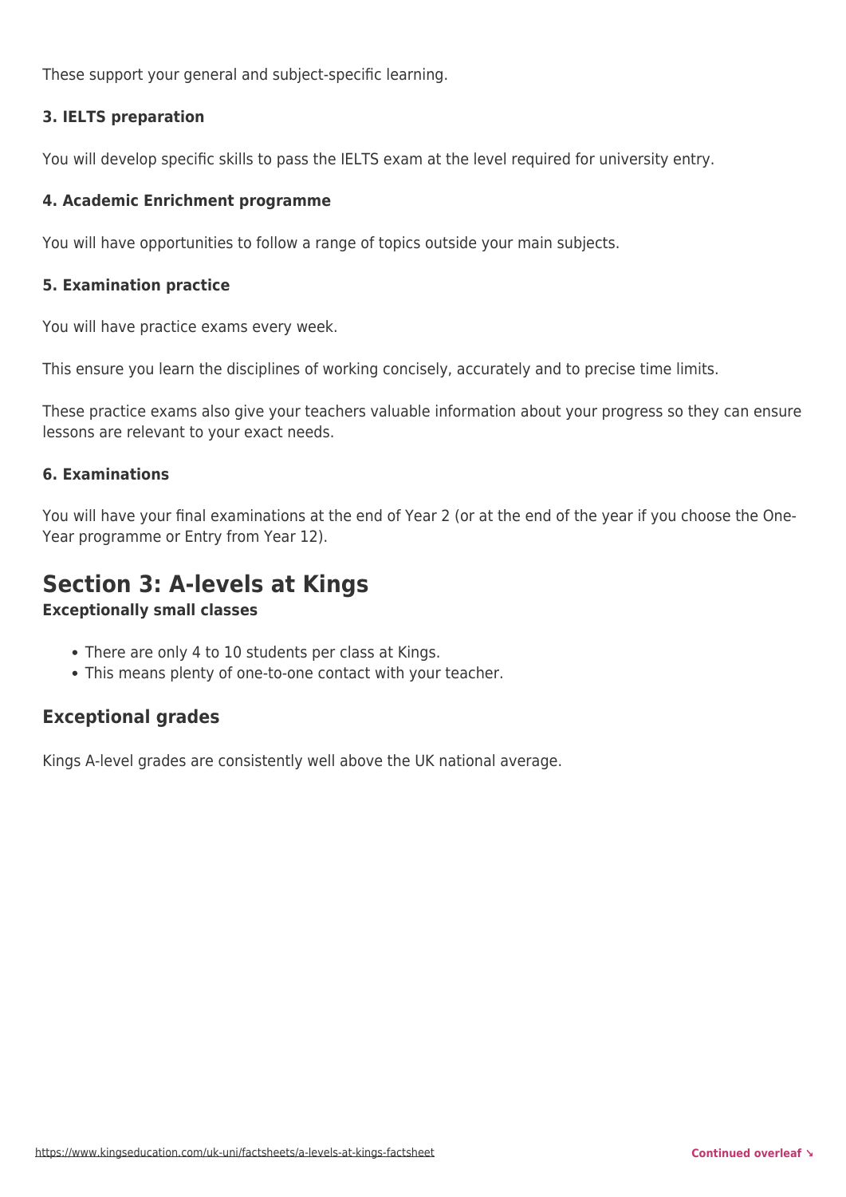These support your general and subject-specific learning.

**3. IELTS preparation**

You will develop specific skills to pass the IELTS exam at the level required for university entry.

**4. Academic Enrichment programme**

You will have opportunities to follow a range of topics outside your main subjects.

**5. Examination practice**

You will have practice exams every week.

This ensure you learn the disciplines of working concisely, accurately and to precise time limits.

These practice exams also give your teachers valuable information about your progress so they can ensure lessons are relevant to your exact needs.

**6. Examinations**

You will have your final examinations at the end of Year 2 (or at the end of the year if you choose the One-Year programme or Entry from Year 12).

## Section 3: A-levels at Kings

**Exceptionally small classes**

- There are only 4 to 10 students per class at Kings.
- This means plenty of one-to-one contact with your teacher.

### Exceptional grades

Kings A-level grades are consistently well above the UK national average.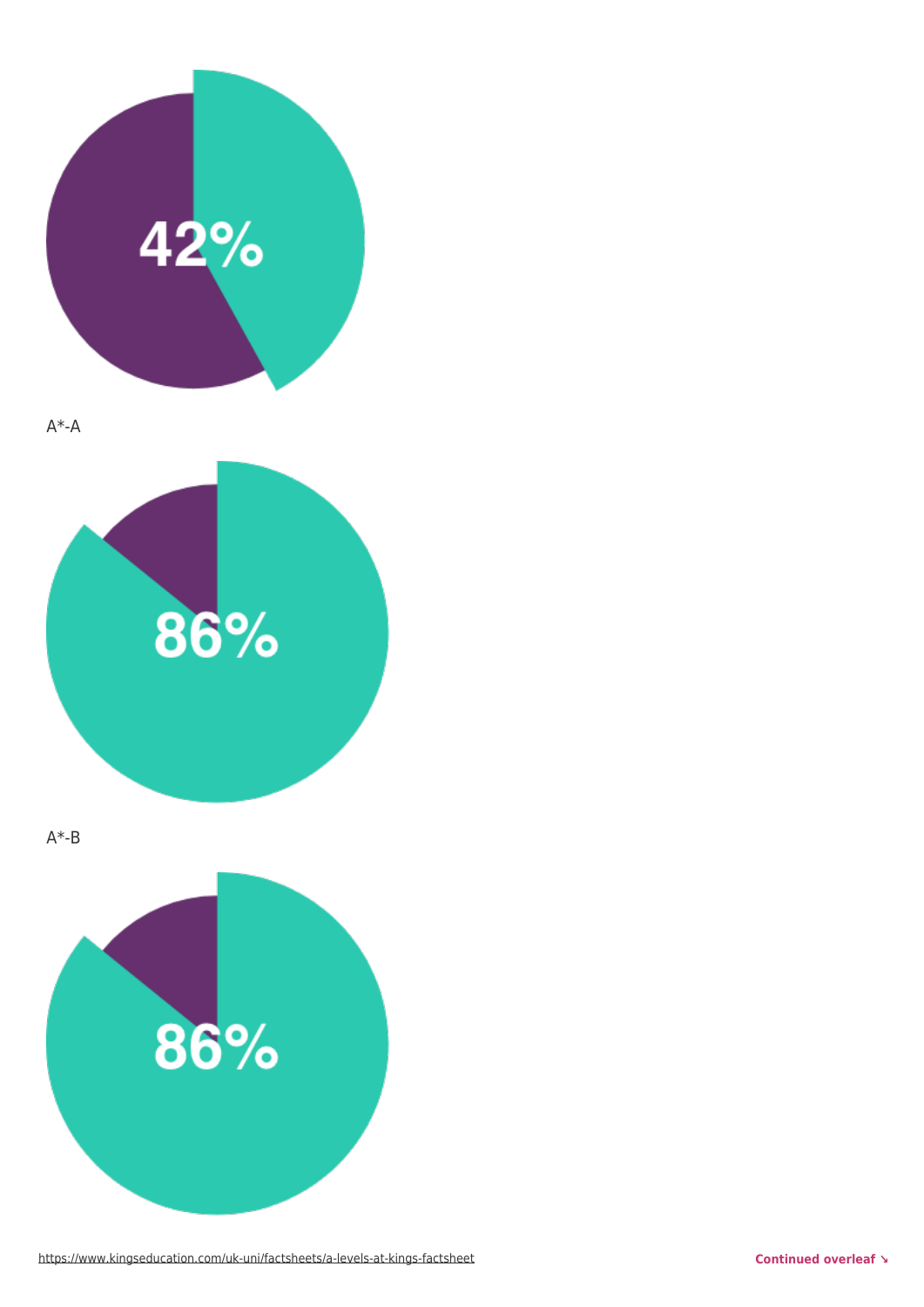42%

A*-A

86%

A*-B

86%

Continued overleaf ↘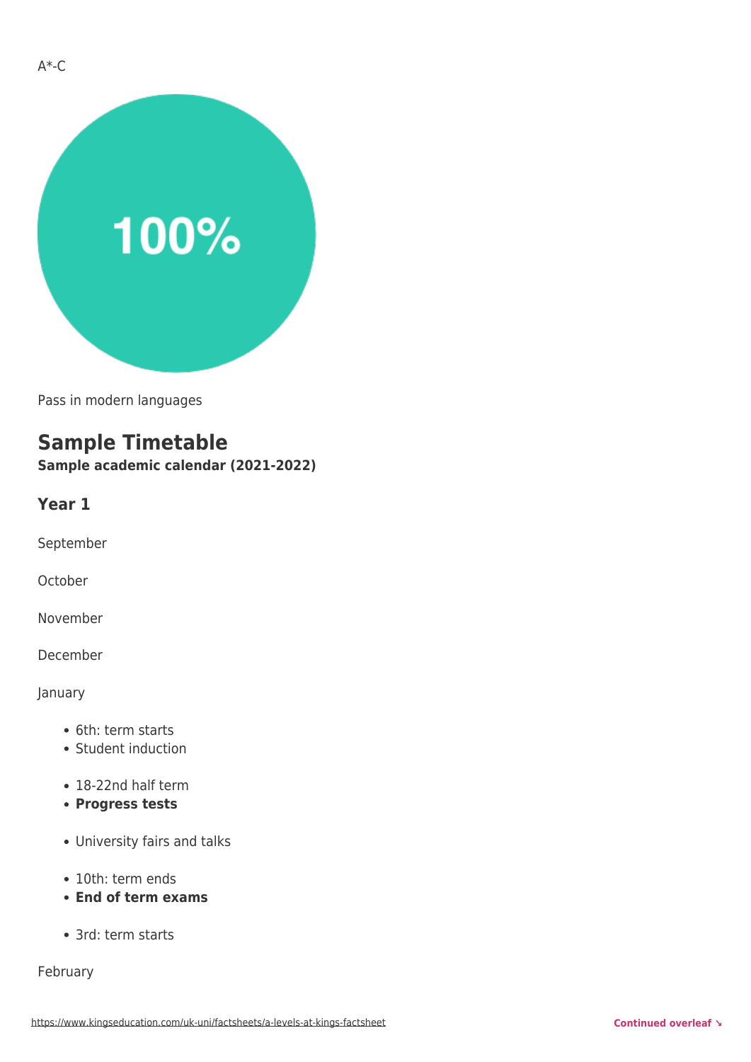A*-C

100%

Pass in modern languages

## Sample Timetable

**Sample academic calendar (2021-2022)**

### Year 1

September

October

November

December

January

- 6th: term starts
- Student induction

- 18-22nd half term
- **Progress tests**

- University fairs and talks

- 10th: term ends
- **End of term exams**

- 3rd: term starts

February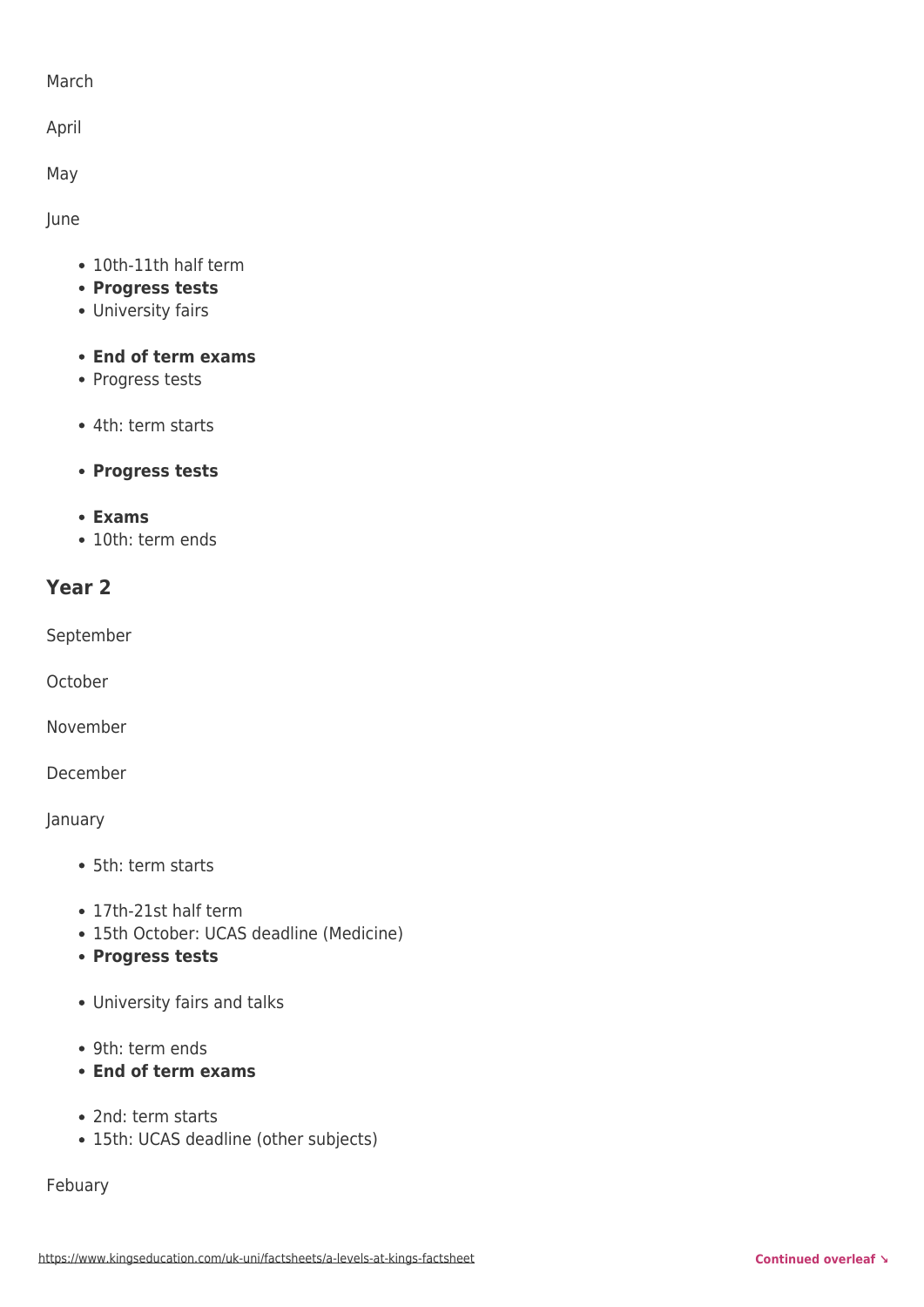March

April

May

June

- 10th-11th half term
- **Progress tests**
- University fairs

- **End of term exams**
- Progress tests

- 4th: term starts

- **Progress tests**

- **Exams**
- 10th: term ends

## Year 2

September

October

November

December

January

- 5th: term starts

- 17th-21st half term
- 15th October: UCAS deadline (Medicine)
- **Progress tests**

- University fairs and talks

- 9th: term ends
- **End of term exams**

- 2nd: term starts
- 15th: UCAS deadline (other subjects)

Febuary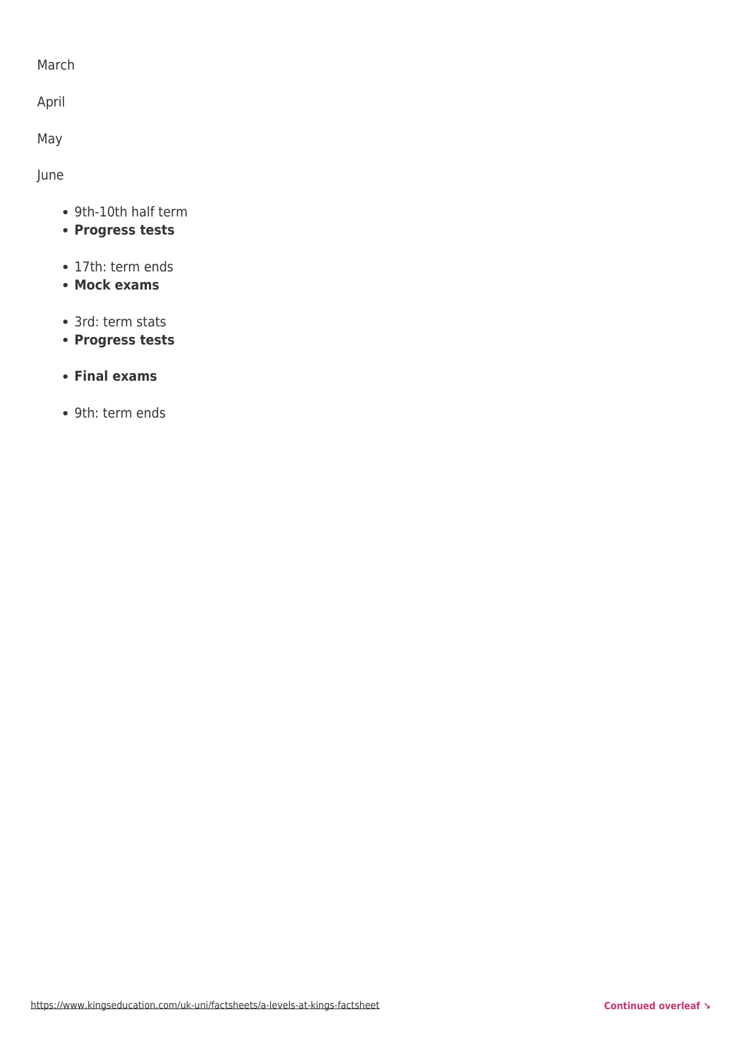March

April

May

June

- 9th-10th half term
- **Progress tests**

- 17th: term ends
- **Mock exams**

- 3rd: term stats
- **Progress tests**

- **Final exams**

- 9th: term ends